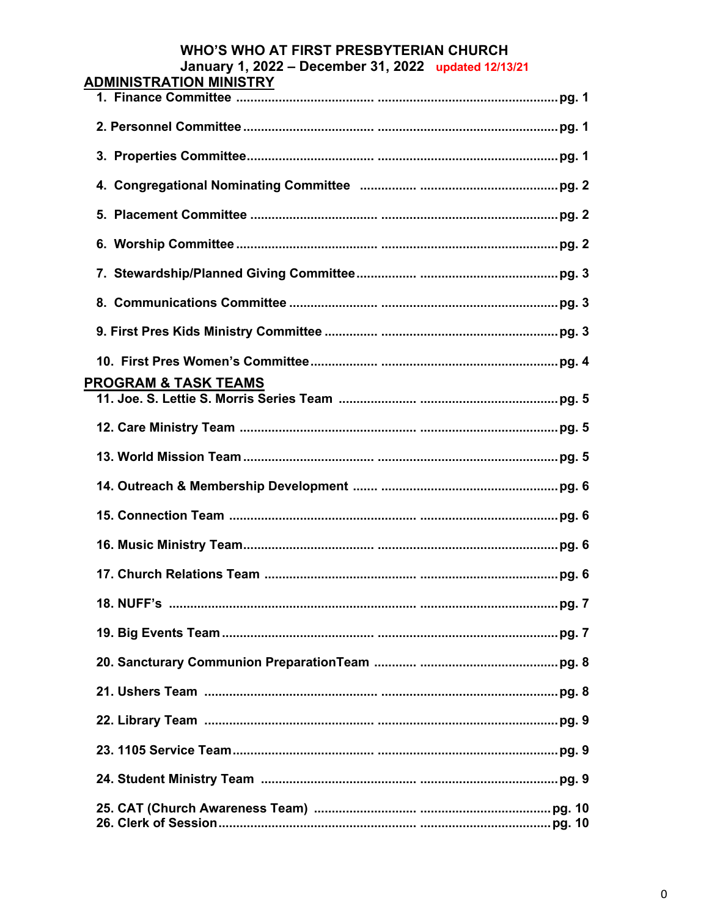# WHO'S WHO AT FIRST PRESBYTERIAN CHURCH

## January 1, 2022 – December 31, 2022 updated 12/13/21

## ADMINISTRATION MINISTRY

1. Finance Committee .......................................................................................pg. 1
2. Personnel Committee ....................................................................................pg. 1
3. Properties Committee....................................................................................pg. 1
4. Congregational Nominating Committee ........................................................pg. 2
5. Placement Committee ...................................................................................pg. 2
6. Worship Committee .......................................................................................pg. 2
7. Stewardship/Planned Giving Committee.......................................................pg. 3
8. Communications Committee .........................................................................pg. 3
9. First Pres Kids Ministry Committee ...............................................................pg. 3
10. First Pres Women's Committee...................................................................pg. 4

## PROGRAM & TASK TEAMS

11. Joe. S. Lettie S. Morris Series Team ..........................................................pg. 5
12. Care Ministry Team .....................................................................................pg. 5
13. World Mission Team ....................................................................................pg. 5
14. Outreach & Membership Development .......................................................pg. 6
15. Connection Team ........................................................................................pg. 6
16. Music Ministry Team....................................................................................pg. 6
17. Church Relations Team ...............................................................................pg. 6
18. NUFF's ........................................................................................................pg. 7
19. Big Events Team .........................................................................................pg. 7
20. Sanctuary Communion PreparationTeam ....................................................pg. 8
21. Ushers Team ...............................................................................................pg. 8
22. Library Team ...............................................................................................pg. 9
23. 1105 Service Team.......................................................................................pg. 9
24. Student Ministry Team .................................................................................pg. 9
25. CAT (Church Awareness Team) ...................................................................pg. 10
26. Clerk of Session...........................................................................................pg. 10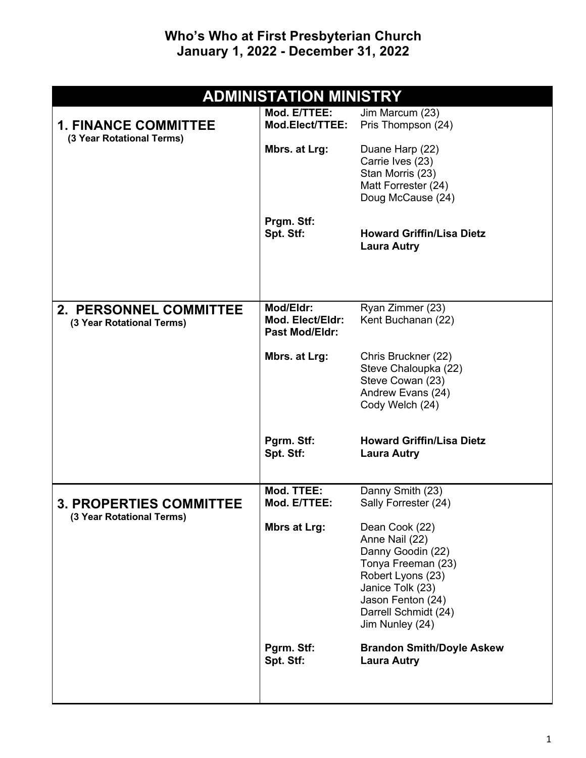# Who's Who at First Presbyterian Church
## January 1, 2022 - December 31, 2022

| ADMINISTATION MINISTRY | | |
|---|---|---|
| **1. FINANCE COMMITTEE** (3 Year Rotational Terms) | **Mod. E/TTEE:** | Jim Marcum (23) |
| | **Mod.Elect/TTEE:** | Pris Thompson (24) |
| | **Mbrs. at Lrg:** | Duane Harp (22)<br>Carrie Ives (23)<br>Stan Morris (23)<br>Matt Forrester (24)<br>Doug McCause (24) |
| | **Prgm. Stf:** | |
| | **Spt. Stf:** | **Howard Griffin/Lisa Dietz**<br>**Laura Autry** |
| **2. PERSONNEL COMMITTEE** (3 Year Rotational Terms) | **Mod/Eldr:** | Ryan Zimmer (23) |
| | **Mod. Elect/Eldr:** | Kent Buchanan (22) |
| | **Past Mod/Eldr:** | |
| | **Mbrs. at Lrg:** | Chris Bruckner (22)<br>Steve Chaloupka (22)<br>Steve Cowan (23)<br>Andrew Evans (24)<br>Cody Welch (24) |
| | **Pgrm. Stf:** | **Howard Griffin/Lisa Dietz** |
| | **Spt. Stf:** | **Laura Autry** |
| **3. PROPERTIES COMMITTEE** (3 Year Rotational Terms) | **Mod. TTEE:** | Danny Smith (23) |
| | **Mod. E/TTEE:** | Sally Forrester (24) |
| | **Mbrs at Lrg:** | Dean Cook (22)<br>Anne Nail (22)<br>Danny Goodin (22)<br>Tonya Freeman (23)<br>Robert Lyons (23)<br>Janice Tolk (23)<br>Jason Fenton (24)<br>Darrell Schmidt (24)<br>Jim Nunley (24) |
| | **Pgrm. Stf:** | **Brandon Smith/Doyle Askew** |
| | **Spt. Stf:** | **Laura Autry** |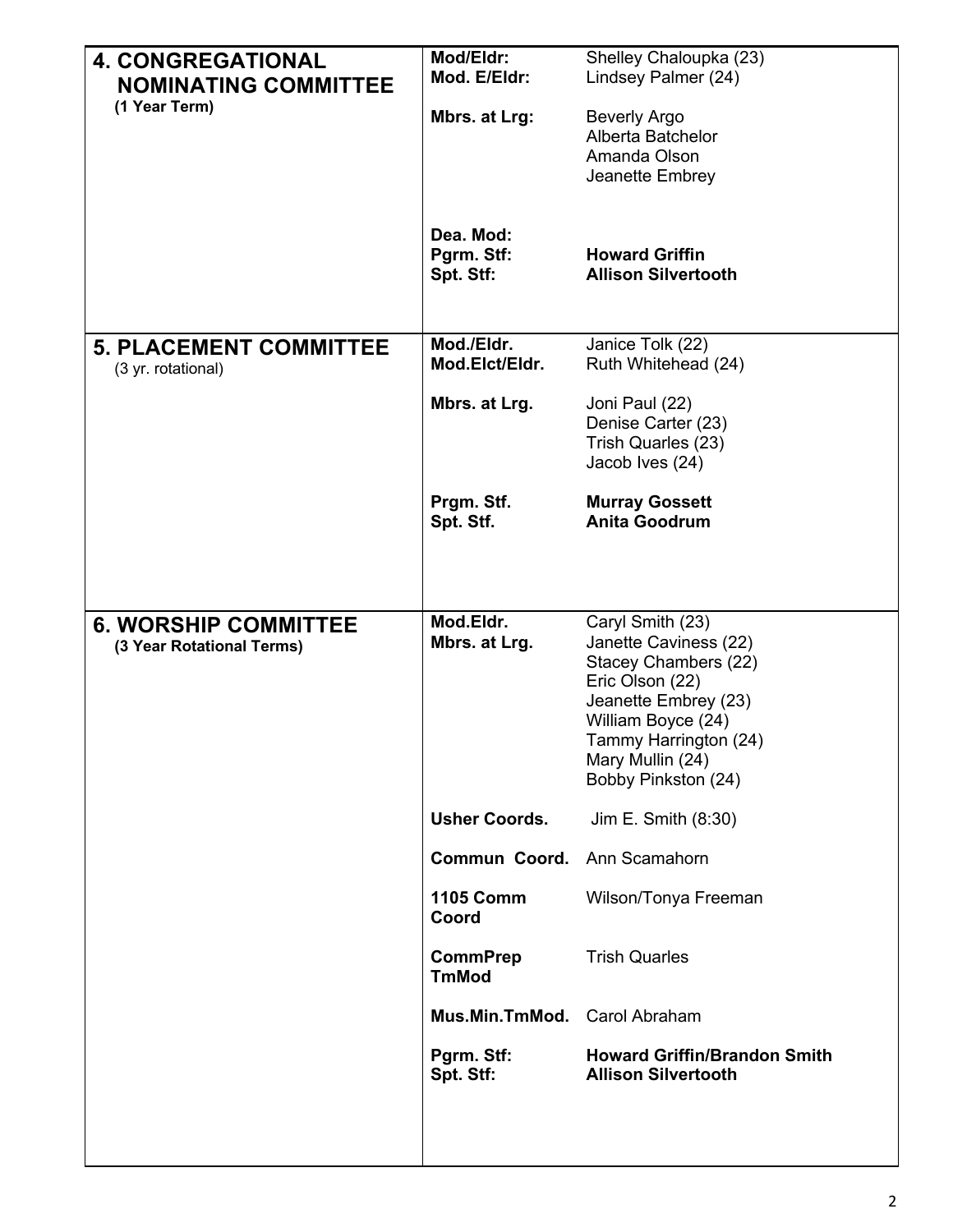| | | |
|---|---|---|
| **4. CONGREGATIONAL NOMINATING COMMITTEE**<br>**(1 Year Term)** | **Mod/Eldr:**<br>**Mod. E/Eldr:** | Shelley Chaloupka (23)<br>Lindsey Palmer (24) |
| | **Mbrs. at Lrg:** | Beverly Argo<br>Alberta Batchelor<br>Amanda Olson<br>Jeanette Embrey |
| | **Dea. Mod:**<br>**Pgrm. Stf:**<br>**Spt. Stf:** | <br>**Howard Griffin**<br>**Allison Silvertooth** |
| **5. PLACEMENT COMMITTEE**<br>(3 yr. rotational) | **Mod./Eldr.**<br>**Mod.Elct/Eldr.** | Janice Tolk (22)<br>Ruth Whitehead (24) |
| | **Mbrs. at Lrg.** | Joni Paul (22)<br>Denise Carter (23)<br>Trish Quarles (23)<br>Jacob Ives (24) |
| | **Prgm. Stf.**<br>**Spt. Stf.** | **Murray Gossett**<br>**Anita Goodrum** |
| **6. WORSHIP COMMITTEE**<br>**(3 Year Rotational Terms)** | **Mod.Eldr.**<br>**Mbrs. at Lrg.** | Caryl Smith (23)<br>Janette Caviness (22)<br>Stacey Chambers (22)<br>Eric Olson (22)<br>Jeanette Embrey (23)<br>William Boyce (24)<br>Tammy Harrington (24)<br>Mary Mullin (24)<br>Bobby Pinkston (24) |
| | **Usher Coords.** | Jim E. Smith (8:30) |
| | **Commun Coord.** | Ann Scamahorn |
| | **1105 Comm Coord** | Wilson/Tonya Freeman |
| | **CommPrep TmMod** | Trish Quarles |
| | **Mus.Min.TmMod.** | Carol Abraham |
| | **Pgrm. Stf:**<br>**Spt. Stf:** | **Howard Griffin/Brandon Smith**<br>**Allison Silvertooth** |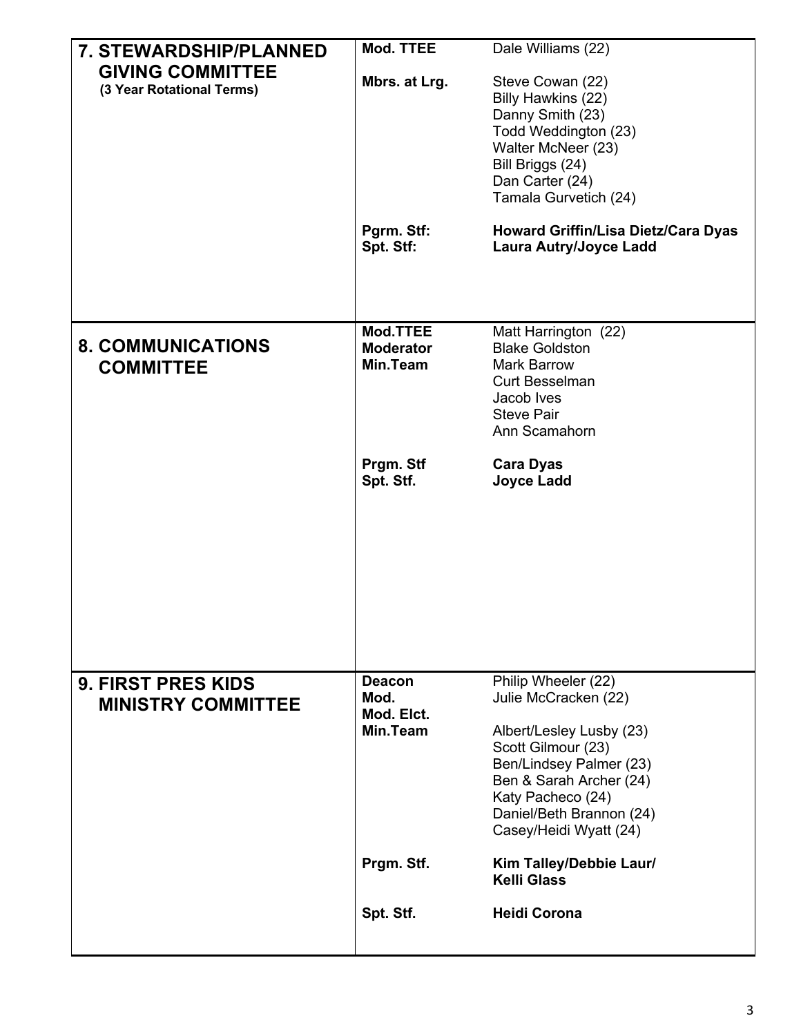| Committee | Role | Members |
|---|---|---|
| **7. STEWARDSHIP/PLANNED GIVING COMMITTEE** **(3 Year Rotational Terms)** | **Mod. TTEE** | Dale Williams (22) |
| | **Mbrs. at Lrg.** | Steve Cowan (22)<br>Billy Hawkins (22)<br>Danny Smith (23)<br>Todd Weddington (23)<br>Walter McNeer (23)<br>Bill Briggs (24)<br>Dan Carter (24)<br>Tamala Gurvetich (24) |
| | **Pgrm. Stf:** | **Howard Griffin/Lisa Dietz/Cara Dyas** |
| | **Spt. Stf:** | **Laura Autry/Joyce Ladd** |
| **8. COMMUNICATIONS COMMITTEE** | **Mod.TTEE** | Matt Harrington (22) |
| | **Moderator** | Blake Goldston |
| | **Min.Team** | Mark Barrow<br>Curt Besselman<br>Jacob Ives<br>Steve Pair<br>Ann Scamahorn |
| | **Prgm. Stf** | **Cara Dyas** |
| | **Spt. Stf.** | **Joyce Ladd** |
| **9. FIRST PRES KIDS MINISTRY COMMITTEE** | **Deacon** | Philip Wheeler (22) |
| | **Mod.** | Julie McCracken (22) |
| | **Mod. Elct.** | |
| | **Min.Team** | Albert/Lesley Lusby (23)<br>Scott Gilmour (23)<br>Ben/Lindsey Palmer (23)<br>Ben & Sarah Archer (24)<br>Katy Pacheco (24)<br>Daniel/Beth Brannon (24)<br>Casey/Heidi Wyatt (24) |
| | **Prgm. Stf.** | **Kim Talley/Debbie Laur/ Kelli Glass** |
| | **Spt. Stf.** | **Heidi Corona** |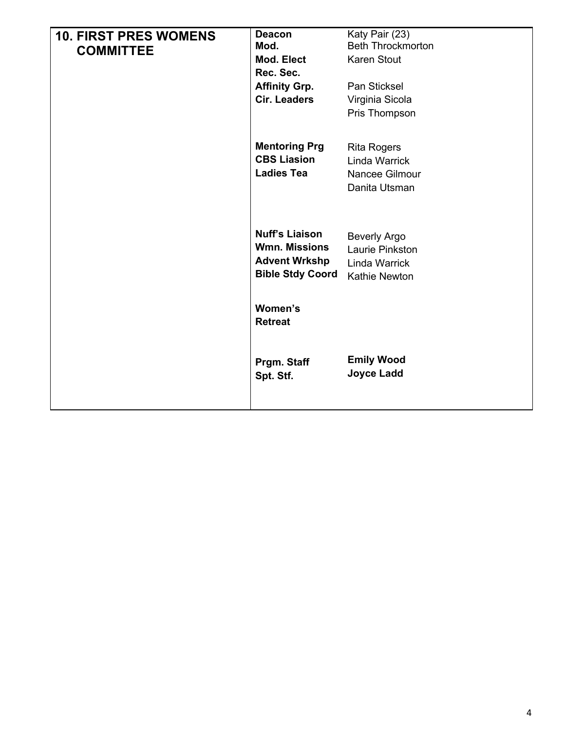| 10. FIRST PRES WOMENS COMMITTEE | | |
|---|---|---|
| | **Deacon** | Katy Pair (23) |
| | **Mod.** | Beth Throckmorton |
| | **Mod. Elect** | Karen Stout |
| | **Rec. Sec.** | |
| | **Affinity Grp.** | Pan Sticksel |
| | **Cir. Leaders** | Virginia Sicola |
| | | Pris Thompson |
| | **Mentoring Prg** | Rita Rogers |
| | **CBS Liasion** | Linda Warrick |
| | **Ladies Tea** | Nancee Gilmour |
| | | Danita Utsman |
| | **Nuff's Liaison** | Beverly Argo |
| | **Wmn. Missions** | Laurie Pinkston |
| | **Advent Wrkshp** | Linda Warrick |
| | **Bible Stdy Coord** | Kathie Newton |
| | **Women's Retreat** | |
| | **Prgm. Staff** | **Emily Wood** |
| | **Spt. Stf.** | **Joyce Ladd** |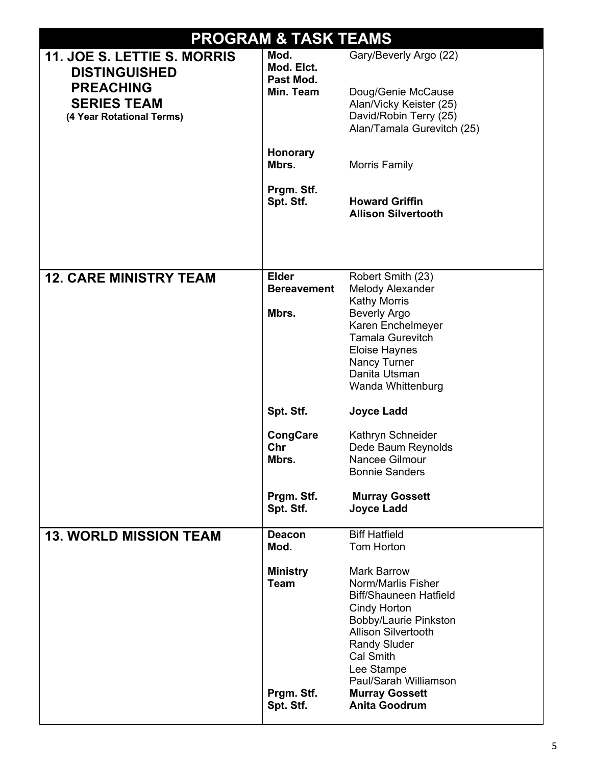## PROGRAM & TASK TEAMS

| Team | Role | Members |
|---|---|---|
| **11. JOE S. LETTIE S. MORRIS DISTINGUISHED PREACHING SERIES TEAM** (4 Year Rotational Terms) | **Mod.** | Gary/Beverly Argo (22) |
| | **Mod. Elct.** | |
| | **Past Mod.** | |
| | **Min. Team** | Doug/Genie McCause |
| | | Alan/Vicky Keister (25) |
| | | David/Robin Terry (25) |
| | | Alan/Tamala Gurevitch (25) |
| | **Honorary Mbrs.** | Morris Family |
| | **Prgm. Stf.** | |
| | **Spt. Stf.** | **Howard Griffin** |
| | | **Allison Silvertooth** |
| **12. CARE MINISTRY TEAM** | **Elder** | Robert Smith (23) |
| | **Bereavement** | Melody Alexander |
| | | Kathy Morris |
| | **Mbrs.** | Beverly Argo |
| | | Karen Enchelmeyer |
| | | Tamala Gurevitch |
| | | Eloise Haynes |
| | | Nancy Turner |
| | | Danita Utsman |
| | | Wanda Whittenburg |
| | **Spt. Stf.** | **Joyce Ladd** |
| | **CongCare** | Kathryn Schneider |
| | **Chr** | Dede Baum Reynolds |
| | **Mbrs.** | Nancee Gilmour |
| | | Bonnie Sanders |
| | **Prgm. Stf.** | **Murray Gossett** |
| | **Spt. Stf.** | **Joyce Ladd** |
| **13. WORLD MISSION TEAM** | **Deacon** | Biff Hatfield |
| | **Mod.** | Tom Horton |
| | **Ministry Team** | Mark Barrow |
| | | Norm/Marlis Fisher |
| | | Biff/Shauneen Hatfield |
| | | Cindy Horton |
| | | Bobby/Laurie Pinkston |
| | | Allison Silvertooth |
| | | Randy Sluder |
| | | Cal Smith |
| | | Lee Stampe |
| | | Paul/Sarah Williamson |
| | **Prgm. Stf.** | **Murray Gossett** |
| | **Spt. Stf.** | **Anita Goodrum** |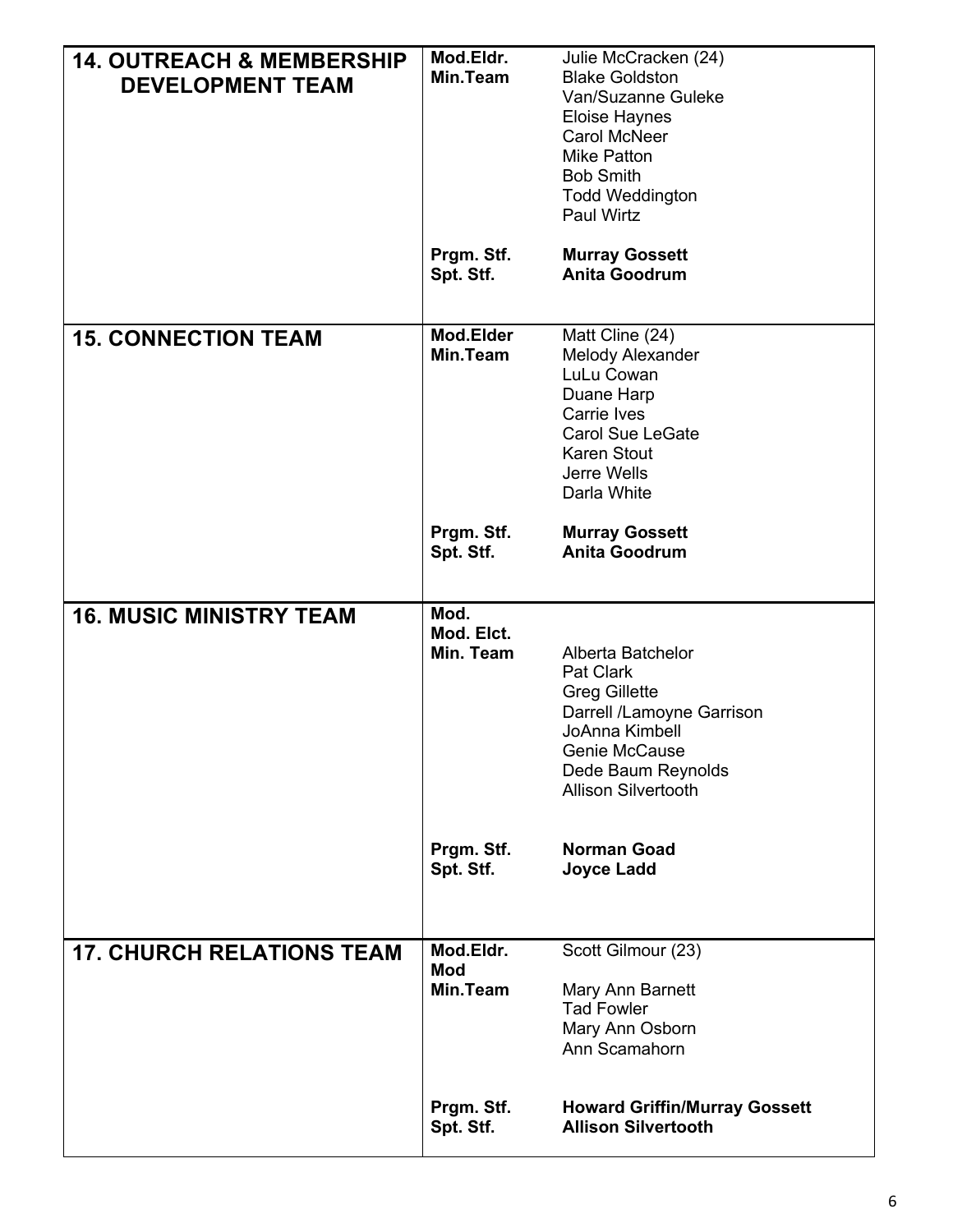| Team | Role | Members |
|---|---|---|
| **14. OUTREACH & MEMBERSHIP DEVELOPMENT TEAM** | **Mod.Eldr.** | Julie McCracken (24) |
| | **Min.Team** | Blake Goldston<br>Van/Suzanne Guleke<br>Eloise Haynes<br>Carol McNeer<br>Mike Patton<br>Bob Smith<br>Todd Weddington<br>Paul Wirtz |
| | **Prgm. Stf.** | **Murray Gossett** |
| | **Spt. Stf.** | **Anita Goodrum** |
| **15. CONNECTION TEAM** | **Mod.Elder** | Matt Cline (24) |
| | **Min.Team** | Melody Alexander<br>LuLu Cowan<br>Duane Harp<br>Carrie Ives<br>Carol Sue LeGate<br>Karen Stout<br>Jerre Wells<br>Darla White |
| | **Prgm. Stf.** | **Murray Gossett** |
| | **Spt. Stf.** | **Anita Goodrum** |
| **16. MUSIC MINISTRY TEAM** | **Mod.** | |
| | **Mod. Elct.** | |
| | **Min. Team** | Alberta Batchelor<br>Pat Clark<br>Greg Gillette<br>Darrell /Lamoyne Garrison<br>JoAnna Kimbell<br>Genie McCause<br>Dede Baum Reynolds<br>Allison Silvertooth |
| | **Prgm. Stf.** | **Norman Goad** |
| | **Spt. Stf.** | **Joyce Ladd** |
| **17. CHURCH RELATIONS TEAM** | **Mod.Eldr.** | Scott Gilmour (23) |
| | **Mod** | |
| | **Min.Team** | Mary Ann Barnett<br>Tad Fowler<br>Mary Ann Osborn<br>Ann Scamahorn |
| | **Prgm. Stf.** | **Howard Griffin/Murray Gossett** |
| | **Spt. Stf.** | **Allison Silvertooth** |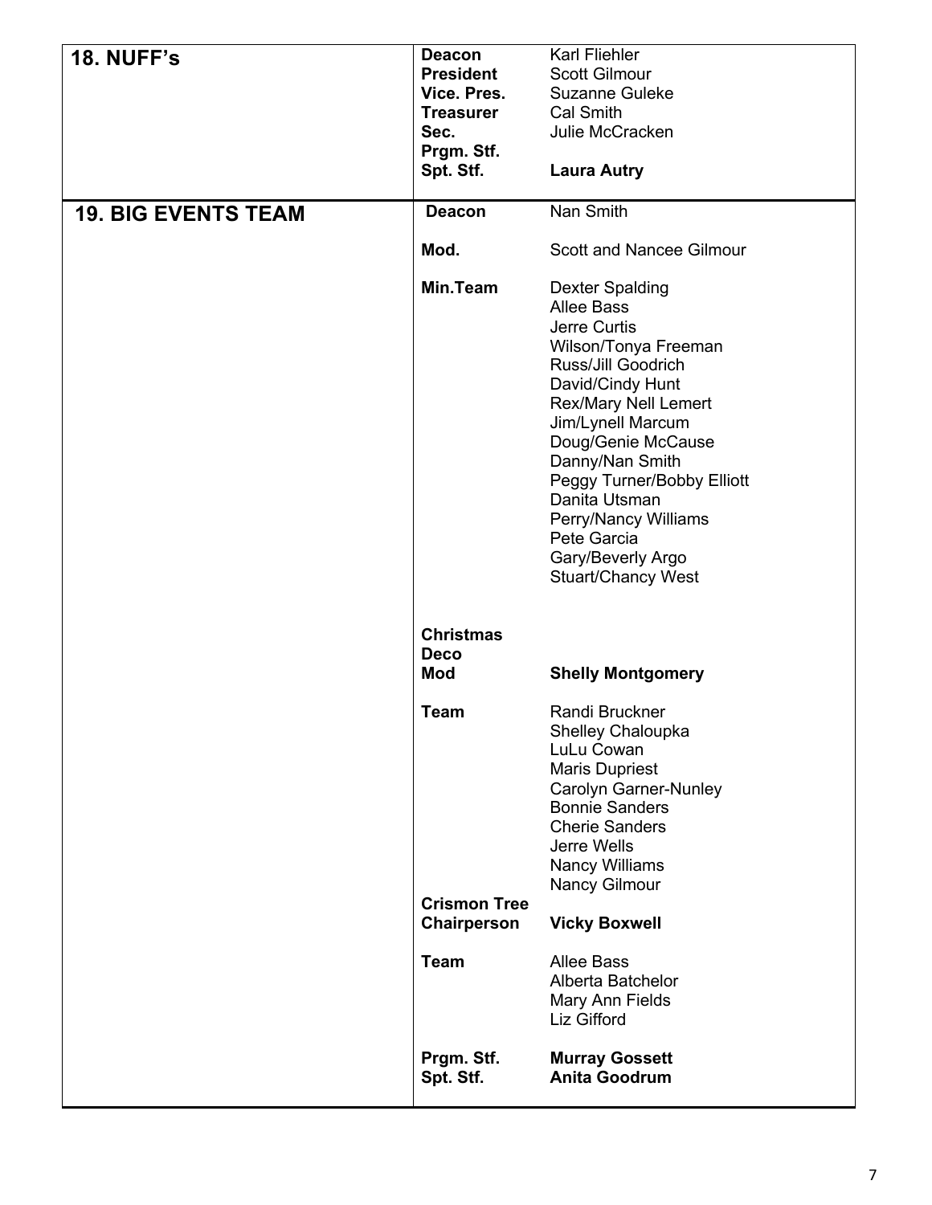| | | |
|---|---|---|
| **18. NUFF's** | **Deacon** | Karl Fliehler |
| | **President** | Scott Gilmour |
| | **Vice. Pres.** | Suzanne Guleke |
| | **Treasurer** | Cal Smith |
| | **Sec.** | Julie McCracken |
| | **Prgm. Stf.** | |
| | **Spt. Stf.** | **Laura Autry** |
| **19. BIG EVENTS TEAM** | **Deacon** | Nan Smith |
| | **Mod.** | Scott and Nancee Gilmour |
| | **Min.Team** | Dexter Spalding<br>Allee Bass<br>Jerre Curtis<br>Wilson/Tonya Freeman<br>Russ/Jill Goodrich<br>David/Cindy Hunt<br>Rex/Mary Nell Lemert<br>Jim/Lynell Marcum<br>Doug/Genie McCause<br>Danny/Nan Smith<br>Peggy Turner/Bobby Elliott<br>Danita Utsman<br>Perry/Nancy Williams<br>Pete Garcia<br>Gary/Beverly Argo<br>Stuart/Chancy West |
| | **Christmas Deco Mod** | **Shelly Montgomery** |
| | **Team** | Randi Bruckner<br>Shelley Chaloupka<br>LuLu Cowan<br>Maris Dupriest<br>Carolyn Garner-Nunley<br>Bonnie Sanders<br>Cherie Sanders<br>Jerre Wells<br>Nancy Williams<br>Nancy Gilmour |
| | **Crismon Tree Chairperson** | **Vicky Boxwell** |
| | **Team** | Allee Bass<br>Alberta Batchelor<br>Mary Ann Fields<br>Liz Gifford |
| | **Prgm. Stf.** | **Murray Gossett** |
| | **Spt. Stf.** | **Anita Goodrum** |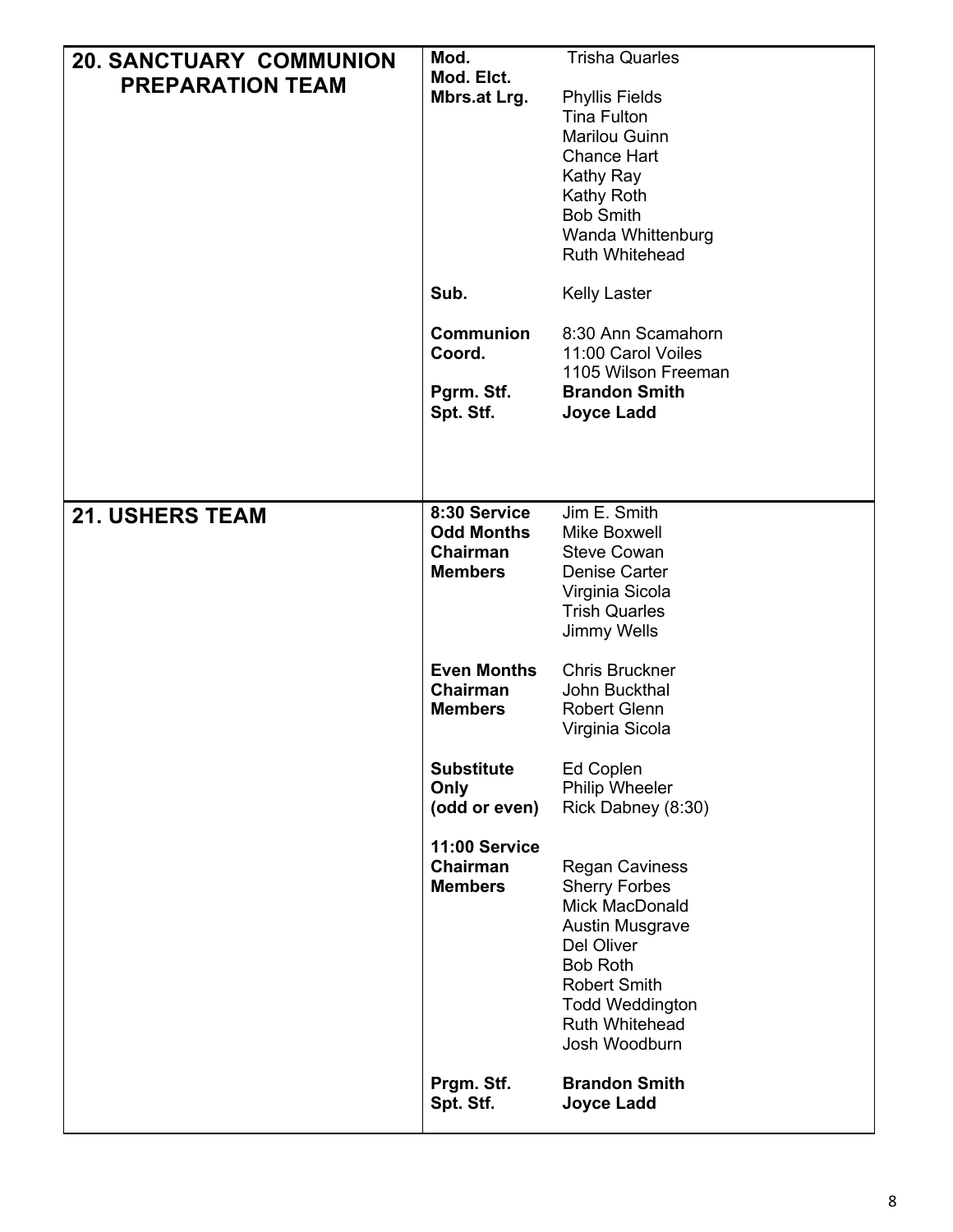| | | |
|---|---|---|
| **20. SANCTUARY COMMUNION PREPARATION TEAM** | **Mod.** | Trisha Quarles |
| | **Mod. Elct.** | |
| | **Mbrs.at Lrg.** | Phyllis Fields<br>Tina Fulton<br>Marilou Guinn<br>Chance Hart<br>Kathy Ray<br>Kathy Roth<br>Bob Smith<br>Wanda Whittenburg<br>Ruth Whitehead |
| | **Sub.** | Kelly Laster |
| | **Communion Coord.** | 8:30 Ann Scamahorn<br>11:00 Carol Voiles<br>1105 Wilson Freeman |
| | **Pgrm. Stf.** | **Brandon Smith** |
| | **Spt. Stf.** | **Joyce Ladd** |
| **21. USHERS TEAM** | **8:30 Service**<br>**Odd Months**<br>**Chairman**<br>**Members** | Jim E. Smith<br>Mike Boxwell<br>Steve Cowan<br>Denise Carter<br>Virginia Sicola<br>Trish Quarles<br>Jimmy Wells |
| | **Even Months**<br>**Chairman**<br>**Members** | Chris Bruckner<br>John Buckthal<br>Robert Glenn<br>Virginia Sicola |
| | **Substitute Only (odd or even)** | Ed Coplen<br>Philip Wheeler<br>Rick Dabney (8:30) |
| | **11:00 Service**<br>**Chairman**<br>**Members** | Regan Caviness<br>Sherry Forbes<br>Mick MacDonald<br>Austin Musgrave<br>Del Oliver<br>Bob Roth<br>Robert Smith<br>Todd Weddington<br>Ruth Whitehead<br>Josh Woodburn |
| | **Prgm. Stf.** | **Brandon Smith** |
| | **Spt. Stf.** | **Joyce Ladd** |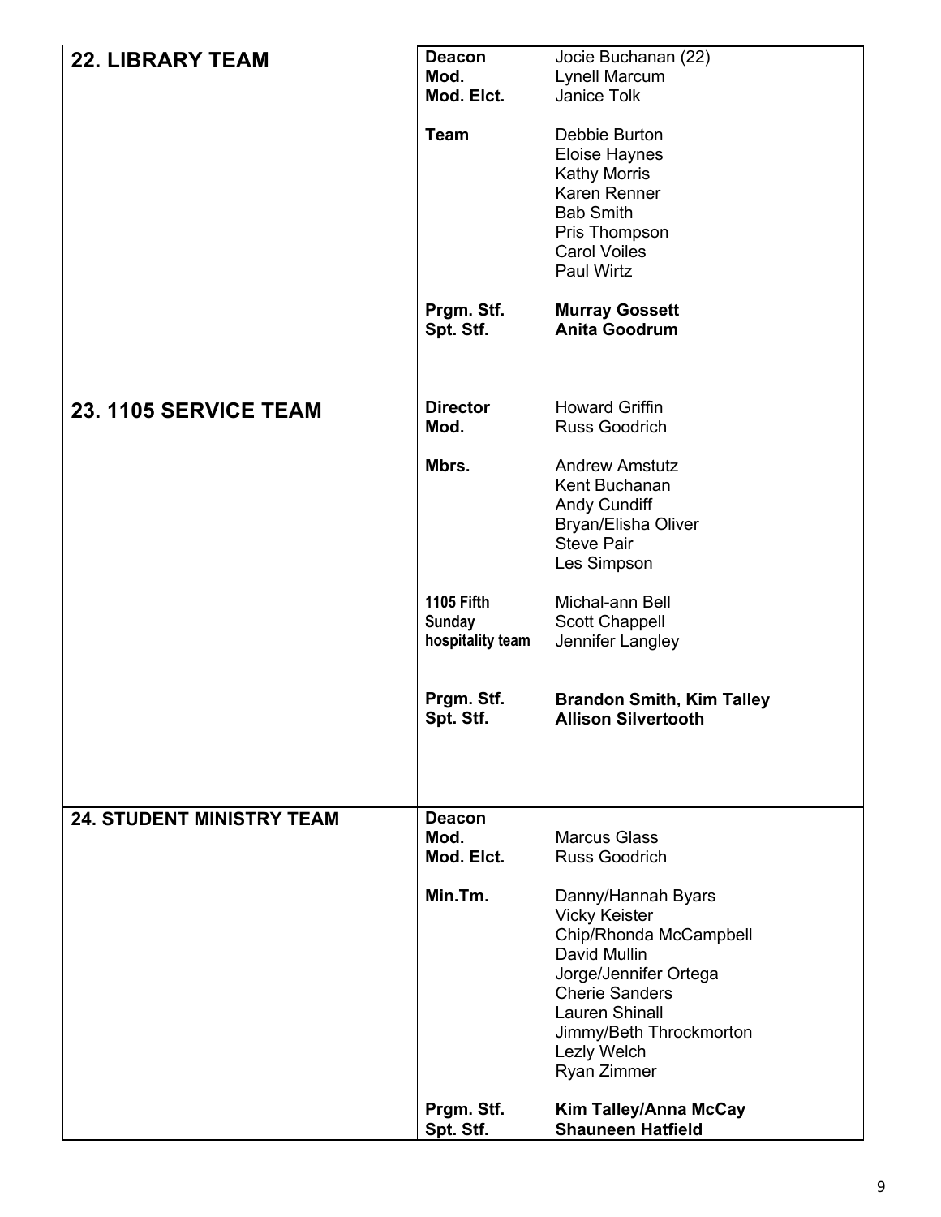| **22. LIBRARY TEAM** | **Deacon** | Jocie Buchanan (22) |
|---|---|---|
| | **Mod.** | Lynell Marcum |
| | **Mod. Elct.** | Janice Tolk |
| | **Team** | Debbie Burton<br>Eloise Haynes<br>Kathy Morris<br>Karen Renner<br>Bab Smith<br>Pris Thompson<br>Carol Voiles<br>Paul Wirtz |
| | **Prgm. Stf.** | **Murray Gossett** |
| | **Spt. Stf.** | **Anita Goodrum** |
| **23. 1105 SERVICE TEAM** | **Director** | Howard Griffin |
| | **Mod.** | Russ Goodrich |
| | **Mbrs.** | Andrew Amstutz<br>Kent Buchanan<br>Andy Cundiff<br>Bryan/Elisha Oliver<br>Steve Pair<br>Les Simpson |
| | **1105 Fifth Sunday hospitality team** | Michal-ann Bell<br>Scott Chappell<br>Jennifer Langley |
| | **Prgm. Stf.** | **Brandon Smith, Kim Talley** |
| | **Spt. Stf.** | **Allison Silvertooth** |
| **24. STUDENT MINISTRY TEAM** | **Deacon** | |
| | **Mod.** | Marcus Glass |
| | **Mod. Elct.** | Russ Goodrich |
| | **Min.Tm.** | Danny/Hannah Byars<br>Vicky Keister<br>Chip/Rhonda McCampbell<br>David Mullin<br>Jorge/Jennifer Ortega<br>Cherie Sanders<br>Lauren Shinall<br>Jimmy/Beth Throckmorton<br>Lezly Welch<br>Ryan Zimmer |
| | **Prgm. Stf.** | **Kim Talley/Anna McCay** |
| | **Spt. Stf.** | **Shauneen Hatfield** |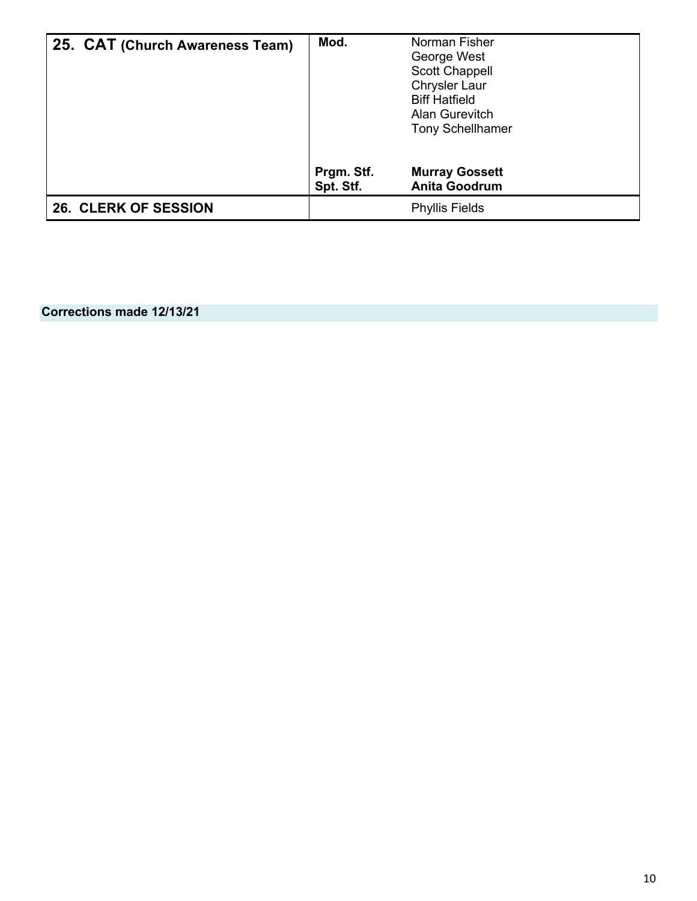| | | |
|---|---|---|
| **25. CAT (Church Awareness Team)** | **Mod.** | Norman Fisher<br>George West<br>Scott Chappell<br>Chrysler Laur<br>Biff Hatfield<br>Alan Gurevitch<br>Tony Schellhamer |
| | **Prgm. Stf.**<br>**Spt. Stf.** | **Murray Gossett**<br>**Anita Goodrum** |
| **26. CLERK OF SESSION** | | Phyllis Fields |

**Corrections made 12/13/21**